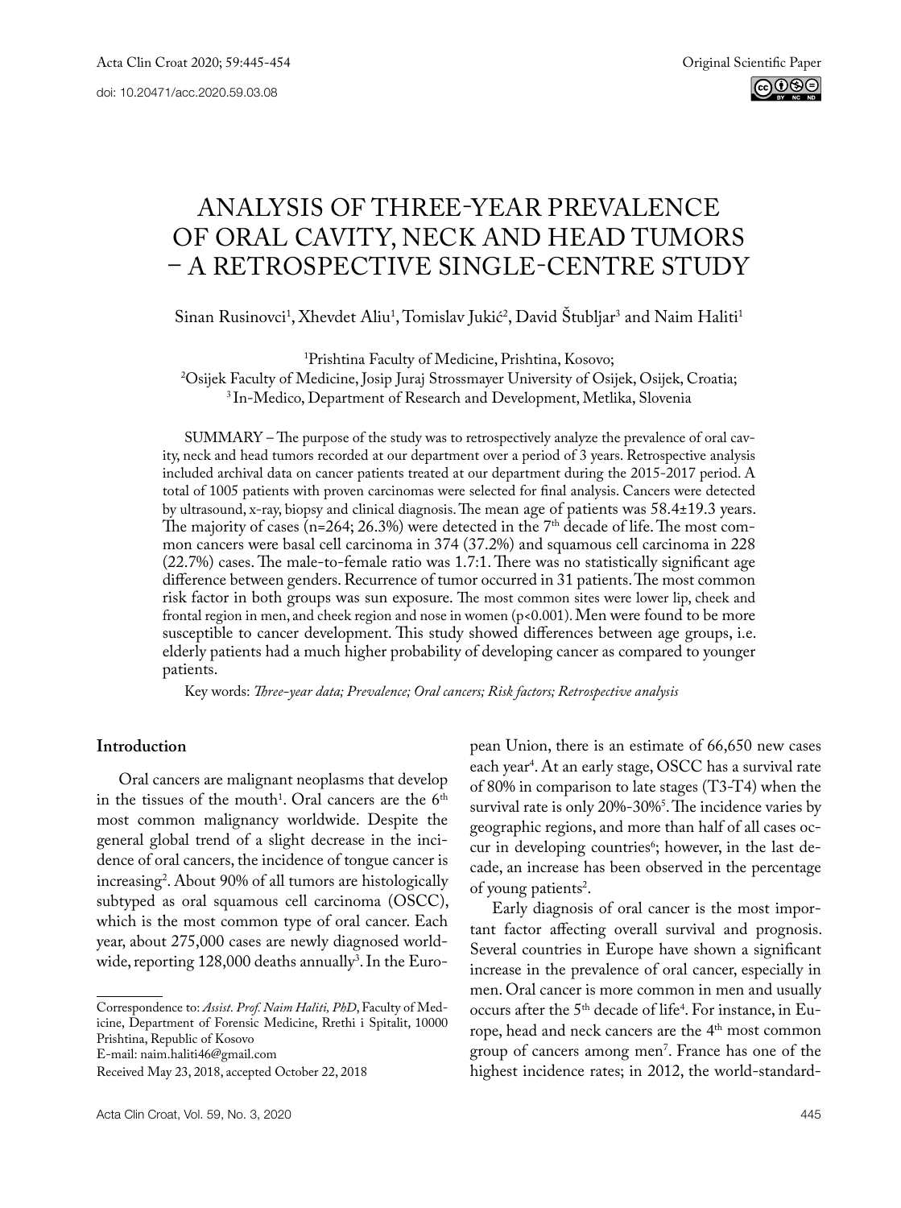Original Scientific Paper

doi: 10.20471/acc.2020.59.03.08

# ANALYSIS OF THREE-YEAR PREVALENCE OF ORAL CAVITY, NECK AND HEAD TUMORS – A RETROSPECTIVE SINGLE-CENTRE STUDY

Sinan Rusinovci[1], Xhevdet Aliu[1], Tomislav Jukić[2], David Štubljar[3] and Naim Haliti[1]

[1]Prishtina Faculty of Medicine, Prishtina, Kosovo;
[2]Osijek Faculty of Medicine, Josip Juraj Strossmayer University of Osijek, Osijek, Croatia;
[3] In-Medico, Department of Research and Development, Metlika, Slovenia

SUMMARY – The purpose of the study was to retrospectively analyze the prevalence of oral cavity, neck and head tumors recorded at our department over a period of 3 years. Retrospective analysis included archival data on cancer patients treated at our department during the 2015-2017 period. A total of 1005 patients with proven carcinomas were selected for final analysis. Cancers were detected by ultrasound, x-ray, biopsy and clinical diagnosis. The mean age of patients was 58.4±19.3 years. The majority of cases (n=264; 26.3%) were detected in the 7th decade of life. The most common cancers were basal cell carcinoma in 374 (37.2%) and squamous cell carcinoma in 228 (22.7%) cases. The male-to-female ratio was 1.7:1. There was no statistically significant age difference between genders. Recurrence of tumor occurred in 31 patients. The most common risk factor in both groups was sun exposure. The most common sites were lower lip, cheek and frontal region in men, and cheek region and nose in women ($p<0.001$). Men were found to be more susceptible to cancer development. This study showed differences between age groups, i.e. elderly patients had a much higher probability of developing cancer as compared to younger patients.

Key words: *Three-year data; Prevalence; Oral cancers; Risk factors; Retrospective analysis*

## Introduction

Oral cancers are malignant neoplasms that develop in the tissues of the mouth[1]. Oral cancers are the 6th most common malignancy worldwide. Despite the general global trend of a slight decrease in the incidence of oral cancers, the incidence of tongue cancer is increasing[2]. About 90% of all tumors are histologically subtyped as oral squamous cell carcinoma (OSCC), which is the most common type of oral cancer. Each year, about 275,000 cases are newly diagnosed worldwide, reporting 128,000 deaths annually[3]. In the European Union, there is an estimate of 66,650 new cases each year[4]. At an early stage, OSCC has a survival rate of 80% in comparison to late stages (T3-T4) when the survival rate is only 20%-30%[5]. The incidence varies by geographic regions, and more than half of all cases occur in developing countries[6]; however, in the last decade, an increase has been observed in the percentage of young patients[2].

Early diagnosis of oral cancer is the most important factor affecting overall survival and prognosis. Several countries in Europe have shown a significant increase in the prevalence of oral cancer, especially in men. Oral cancer is more common in men and usually occurs after the 5th decade of life[4]. For instance, in Europe, head and neck cancers are the 4th most common group of cancers among men[7]. France has one of the highest incidence rates; in 2012, the world-standard-

Correspondence to: *Assist. Prof. Naim Haliti, PhD*, Faculty of Medicine, Department of Forensic Medicine, Rrethi i Spitalit, 10000 Prishtina, Republic of Kosovo
E-mail: naim.haliti46@gmail.com

Received May 23, 2018, accepted October 22, 2018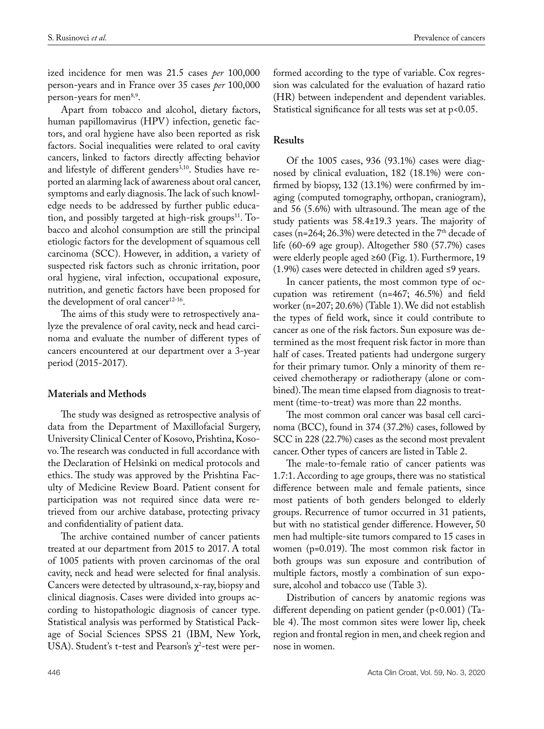ized incidence for men was 21.5 cases *per* 100,000 person-years and in France over 35 cases *per* 100,000 person-years for men[8,9].

Apart from tobacco and alcohol, dietary factors, human papillomavirus (HPV) infection, genetic factors, and oral hygiene have also been reported as risk factors. Social inequalities were related to oral cavity cancers, linked to factors directly affecting behavior and lifestyle of different genders[3,10]. Studies have reported an alarming lack of awareness about oral cancer, symptoms and early diagnosis. The lack of such knowledge needs to be addressed by further public education, and possibly targeted at high-risk groups[11]. Tobacco and alcohol consumption are still the principal etiologic factors for the development of squamous cell carcinoma (SCC). However, in addition, a variety of suspected risk factors such as chronic irritation, poor oral hygiene, viral infection, occupational exposure, nutrition, and genetic factors have been proposed for the development of oral cancer[12-16].

The aims of this study were to retrospectively analyze the prevalence of oral cavity, neck and head carcinoma and evaluate the number of different types of cancers encountered at our department over a 3-year period (2015-2017).

## Materials and Methods

The study was designed as retrospective analysis of data from the Department of Maxillofacial Surgery, University Clinical Center of Kosovo, Prishtina, Kosovo. The research was conducted in full accordance with the Declaration of Helsinki on medical protocols and ethics. The study was approved by the Prishtina Faculty of Medicine Review Board. Patient consent for participation was not required since data were retrieved from our archive database, protecting privacy and confidentiality of patient data.

The archive contained number of cancer patients treated at our department from 2015 to 2017. A total of 1005 patients with proven carcinomas of the oral cavity, neck and head were selected for final analysis. Cancers were detected by ultrasound, x-ray, biopsy and clinical diagnosis. Cases were divided into groups according to histopathologic diagnosis of cancer type. Statistical analysis was performed by Statistical Package of Social Sciences SPSS 21 (IBM, New York, USA). Student's t-test and Pearson's $\chi^2$-test were performed according to the type of variable. Cox regression was calculated for the evaluation of hazard ratio (HR) between independent and dependent variables. Statistical significance for all tests was set at $p<0.05$.

## Results

Of the 1005 cases, 936 (93.1%) cases were diagnosed by clinical evaluation, 182 (18.1%) were confirmed by biopsy, 132 (13.1%) were confirmed by imaging (computed tomography, orthopan, craniogram), and 56 (5.6%) with ultrasound. The mean age of the study patients was 58.4±19.3 years. The majority of cases (n=264; 26.3%) were detected in the 7th decade of life (60-69 age group). Altogether 580 (57.7%) cases were elderly people aged ≥60 (Fig. 1). Furthermore, 19 (1.9%) cases were detected in children aged ≤9 years.

In cancer patients, the most common type of occupation was retirement (n=467; 46.5%) and field worker (n=207; 20.6%) (Table 1). We did not establish the types of field work, since it could contribute to cancer as one of the risk factors. Sun exposure was determined as the most frequent risk factor in more than half of cases. Treated patients had undergone surgery for their primary tumor. Only a minority of them received chemotherapy or radiotherapy (alone or combined). The mean time elapsed from diagnosis to treatment (time-to-treat) was more than 22 months.

The most common oral cancer was basal cell carcinoma (BCC), found in 374 (37.2%) cases, followed by SCC in 228 (22.7%) cases as the second most prevalent cancer. Other types of cancers are listed in Table 2.

The male-to-female ratio of cancer patients was 1.7:1. According to age groups, there was no statistical difference between male and female patients, since most patients of both genders belonged to elderly groups. Recurrence of tumor occurred in 31 patients, but with no statistical gender difference. However, 50 men had multiple-site tumors compared to 15 cases in women ($p=0.019$). The most common risk factor in both groups was sun exposure and contribution of multiple factors, mostly a combination of sun exposure, alcohol and tobacco use (Table 3).

Distribution of cancers by anatomic regions was different depending on patient gender ($p<0.001$) (Table 4). The most common sites were lower lip, cheek region and frontal region in men, and cheek region and nose in women.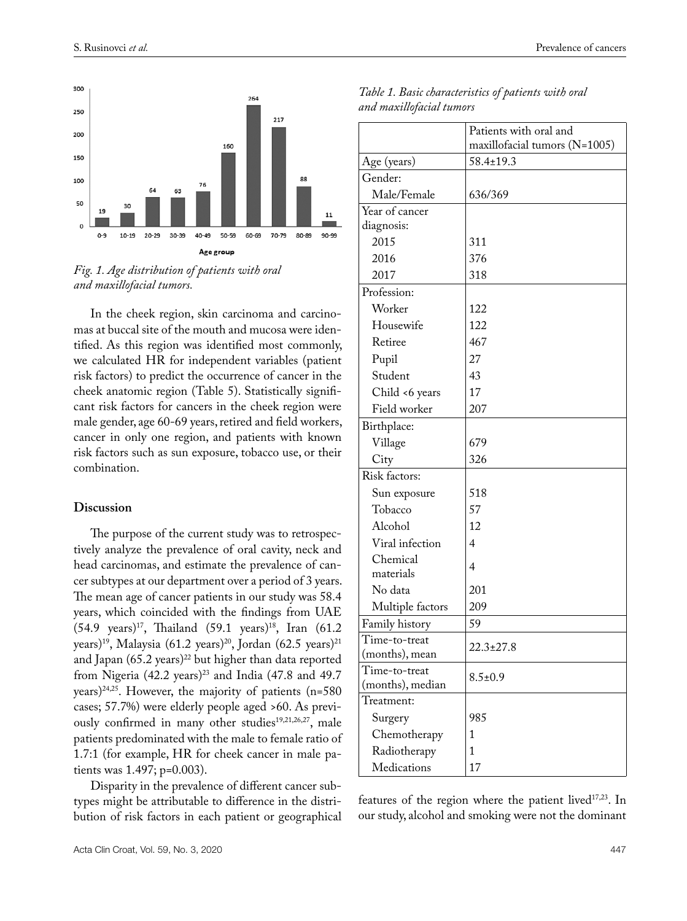300
250
200
150
100
50
0

19 30 64 63 76 160 264 217 88 11

0-9 10-19 20-29 30-39 40-49 50-59 60-69 70-79 80-89 90-99

Age group

*Fig. 1. Age distribution of patients with oral and maxillofacial tumors.*

In the cheek region, skin carcinoma and carcinomas at buccal site of the mouth and mucosa were identified. As this region was identified most commonly, we calculated HR for independent variables (patient risk factors) to predict the occurrence of cancer in the cheek anatomic region (Table 5). Statistically significant risk factors for cancers in the cheek region were male gender, age 60-69 years, retired and field workers, cancer in only one region, and patients with known risk factors such as sun exposure, tobacco use, or their combination.

## Discussion

The purpose of the current study was to retrospectively analyze the prevalence of oral cavity, neck and head carcinomas, and estimate the prevalence of cancer subtypes at our department over a period of 3 years. The mean age of cancer patients in our study was 58.4 years, which coincided with the findings from UAE (54.9 years)[17], Thailand (59.1 years)[18], Iran (61.2 years)[19], Malaysia (61.2 years)[20], Jordan (62.5 years)[21] and Japan (65.2 years)[22] but higher than data reported from Nigeria (42.2 years)[23] and India (47.8 and 49.7 years)[24,25]. However, the majority of patients (n=580 cases; 57.7%) were elderly people aged >60. As previously confirmed in many other studies[19,21,26,27], male patients predominated with the male to female ratio of 1.7:1 (for example, HR for cheek cancer in male patients was 1.497; p=0.003).

Disparity in the prevalence of different cancer subtypes might be attributable to difference in the distribution of risk factors in each patient or geographical features of the region where the patient lived[17,23]. In our study, alcohol and smoking were not the dominant

*Table 1. Basic characteristics of patients with oral and maxillofacial tumors*

| | Patients with oral and maxillofacial tumors (N=1005) |
|---|---|
| Age (years) | 58.4±19.3 |
| Gender: | |
| Male/Female | 636/369 |
| Year of cancer diagnosis: | |
| 2015 | 311 |
| 2016 | 376 |
| 2017 | 318 |
| Profession: | |
| Worker | 122 |
| Housewife | 122 |
| Retiree | 467 |
| Pupil | 27 |
| Student | 43 |
| Child <6 years | 17 |
| Field worker | 207 |
| Birthplace: | |
| Village | 679 |
| City | 326 |
| Risk factors: | |
| Sun exposure | 518 |
| Tobacco | 57 |
| Alcohol | 12 |
| Viral infection | 4 |
| Chemical materials | 4 |
| No data | 201 |
| Multiple factors | 209 |
| Family history | 59 |
| Time-to-treat (months), mean | 22.3±27.8 |
| Time-to-treat (months), median | 8.5±0.9 |
| Treatment: | |
| Surgery | 985 |
| Chemotherapy | 1 |
| Radiotherapy | 1 |
| Medications | 17 |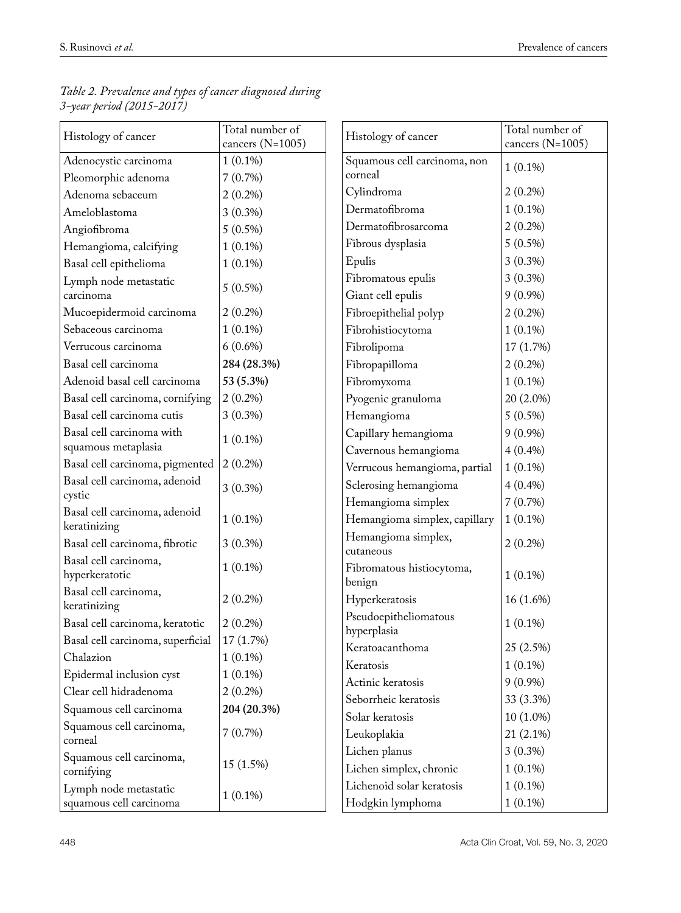*Table 2. Prevalence and types of cancer diagnosed during 3-year period (2015-2017)*

| Histology of cancer | Total number of cancers (N=1005) |
|---|---|
| Adenocystic carcinoma | 1 (0.1%) |
| Pleomorphic adenoma | 7 (0.7%) |
| Adenoma sebaceum | 2 (0.2%) |
| Ameloblastoma | 3 (0.3%) |
| Angiofibroma | 5 (0.5%) |
| Hemangioma, calcifying | 1 (0.1%) |
| Basal cell epithelioma | 1 (0.1%) |
| Lymph node metastatic carcinoma | 5 (0.5%) |
| Mucoepidermoid carcinoma | 2 (0.2%) |
| Sebaceous carcinoma | 1 (0.1%) |
| Verrucous carcinoma | 6 (0.6%) |
| Basal cell carcinoma | **284 (28.3%)** |
| Adenoid basal cell carcinoma | **53 (5.3%)** |
| Basal cell carcinoma, cornifying | 2 (0.2%) |
| Basal cell carcinoma cutis | 3 (0.3%) |
| Basal cell carcinoma with squamous metaplasia | 1 (0.1%) |
| Basal cell carcinoma, pigmented | 2 (0.2%) |
| Basal cell carcinoma, adenoid cystic | 3 (0.3%) |
| Basal cell carcinoma, adenoid keratinizing | 1 (0.1%) |
| Basal cell carcinoma, fibrotic | 3 (0.3%) |
| Basal cell carcinoma, hyperkeratotic | 1 (0.1%) |
| Basal cell carcinoma, keratinizing | 2 (0.2%) |
| Basal cell carcinoma, keratotic | 2 (0.2%) |
| Basal cell carcinoma, superficial | 17 (1.7%) |
| Chalazion | 1 (0.1%) |
| Epidermal inclusion cyst | 1 (0.1%) |
| Clear cell hidradenoma | 2 (0.2%) |
| Squamous cell carcinoma | **204 (20.3%)** |
| Squamous cell carcinoma, corneal | 7 (0.7%) |
| Squamous cell carcinoma, cornifying | 15 (1.5%) |
| Lymph node metastatic squamous cell carcinoma | 1 (0.1%) |
| Squamous cell carcinoma, non corneal | 1 (0.1%) |
| Cylindroma | 2 (0.2%) |
| Dermatofibroma | 1 (0.1%) |
| Dermatofibrosarcoma | 2 (0.2%) |
| Fibrous dysplasia | 5 (0.5%) |
| Epulis | 3 (0.3%) |
| Fibromatous epulis | 3 (0.3%) |
| Giant cell epulis | 9 (0.9%) |
| Fibroepithelial polyp | 2 (0.2%) |
| Fibrohistiocytoma | 1 (0.1%) |
| Fibrolipoma | 17 (1.7%) |
| Fibropapilloma | 2 (0.2%) |
| Fibromyxoma | 1 (0.1%) |
| Pyogenic granuloma | 20 (2.0%) |
| Hemangioma | 5 (0.5%) |
| Capillary hemangioma | 9 (0.9%) |
| Cavernous hemangioma | 4 (0.4%) |
| Verrucous hemangioma, partial | 1 (0.1%) |
| Sclerosing hemangioma | 4 (0.4%) |
| Hemangioma simplex | 7 (0.7%) |
| Hemangioma simplex, capillary | 1 (0.1%) |
| Hemangioma simplex, cutaneous | 2 (0.2%) |
| Fibromatous histiocytoma, benign | 1 (0.1%) |
| Hyperkeratosis | 16 (1.6%) |
| Pseudoepitheliomatous hyperplasia | 1 (0.1%) |
| Keratoacanthoma | 25 (2.5%) |
| Keratosis | 1 (0.1%) |
| Actinic keratosis | 9 (0.9%) |
| Seborrheic keratosis | 33 (3.3%) |
| Solar keratosis | 10 (1.0%) |
| Leukoplakia | 21 (2.1%) |
| Lichen planus | 3 (0.3%) |
| Lichen simplex, chronic | 1 (0.1%) |
| Lichenoid solar keratosis | 1 (0.1%) |
| Hodgkin lymphoma | 1 (0.1%) |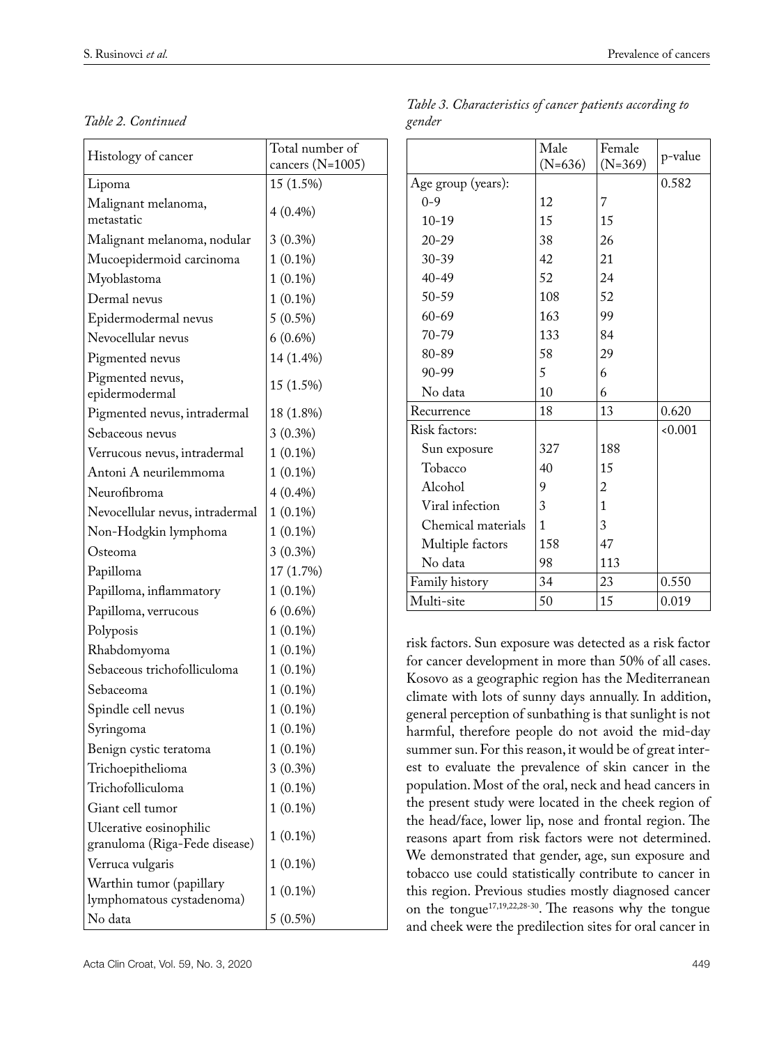*Table 2. Continued*

| Histology of cancer | Total number of cancers (N=1005) |
|---|---|
| Lipoma | 15 (1.5%) |
| Malignant melanoma, metastatic | 4 (0.4%) |
| Malignant melanoma, nodular | 3 (0.3%) |
| Mucoepidermoid carcinoma | 1 (0.1%) |
| Myoblastoma | 1 (0.1%) |
| Dermal nevus | 1 (0.1%) |
| Epidermodermal nevus | 5 (0.5%) |
| Nevocellular nevus | 6 (0.6%) |
| Pigmented nevus | 14 (1.4%) |
| Pigmented nevus, epidermodermal | 15 (1.5%) |
| Pigmented nevus, intradermal | 18 (1.8%) |
| Sebaceous nevus | 3 (0.3%) |
| Verrucous nevus, intradermal | 1 (0.1%) |
| Antoni A neurilemmoma | 1 (0.1%) |
| Neurofibroma | 4 (0.4%) |
| Nevocellular nevus, intradermal | 1 (0.1%) |
| Non-Hodgkin lymphoma | 1 (0.1%) |
| Osteoma | 3 (0.3%) |
| Papilloma | 17 (1.7%) |
| Papilloma, inflammatory | 1 (0.1%) |
| Papilloma, verrucous | 6 (0.6%) |
| Polyposis | 1 (0.1%) |
| Rhabdomyoma | 1 (0.1%) |
| Sebaceous trichofolliculoma | 1 (0.1%) |
| Sebaceoma | 1 (0.1%) |
| Spindle cell nevus | 1 (0.1%) |
| Syringoma | 1 (0.1%) |
| Benign cystic teratoma | 1 (0.1%) |
| Trichoepithelioma | 3 (0.3%) |
| Trichofolliculoma | 1 (0.1%) |
| Giant cell tumor | 1 (0.1%) |
| Ulcerative eosinophilic granuloma (Riga-Fede disease) | 1 (0.1%) |
| Verruca vulgaris | 1 (0.1%) |
| Warthin tumor (papillary lymphomatous cystadenoma) | 1 (0.1%) |
| No data | 5 (0.5%) |

*Table 3. Characteristics of cancer patients according to gender*

| | Male (N=636) | Female (N=369) | p-value |
|---|---|---|---|
| Age group (years): | | | 0.582 |
| 0-9 | 12 | 7 | |
| 10-19 | 15 | 15 | |
| 20-29 | 38 | 26 | |
| 30-39 | 42 | 21 | |
| 40-49 | 52 | 24 | |
| 50-59 | 108 | 52 | |
| 60-69 | 163 | 99 | |
| 70-79 | 133 | 84 | |
| 80-89 | 58 | 29 | |
| 90-99 | 5 | 6 | |
| No data | 10 | 6 | |
| Recurrence | 18 | 13 | 0.620 |
| Risk factors: | | | <0.001 |
| Sun exposure | 327 | 188 | |
| Tobacco | 40 | 15 | |
| Alcohol | 9 | 2 | |
| Viral infection | 3 | 1 | |
| Chemical materials | 1 | 3 | |
| Multiple factors | 158 | 47 | |
| No data | 98 | 113 | |
| Family history | 34 | 23 | 0.550 |
| Multi-site | 50 | 15 | 0.019 |

risk factors. Sun exposure was detected as a risk factor for cancer development in more than 50% of all cases. Kosovo as a geographic region has the Mediterranean climate with lots of sunny days annually. In addition, general perception of sunbathing is that sunlight is not harmful, therefore people do not avoid the mid-day summer sun. For this reason, it would be of great interest to evaluate the prevalence of skin cancer in the population. Most of the oral, neck and head cancers in the present study were located in the cheek region of the head/face, lower lip, nose and frontal region. The reasons apart from risk factors were not determined. We demonstrated that gender, age, sun exposure and tobacco use could statistically contribute to cancer in this region. Previous studies mostly diagnosed cancer on the tongue[17,19,22,28-30]. The reasons why the tongue and cheek were the predilection sites for oral cancer in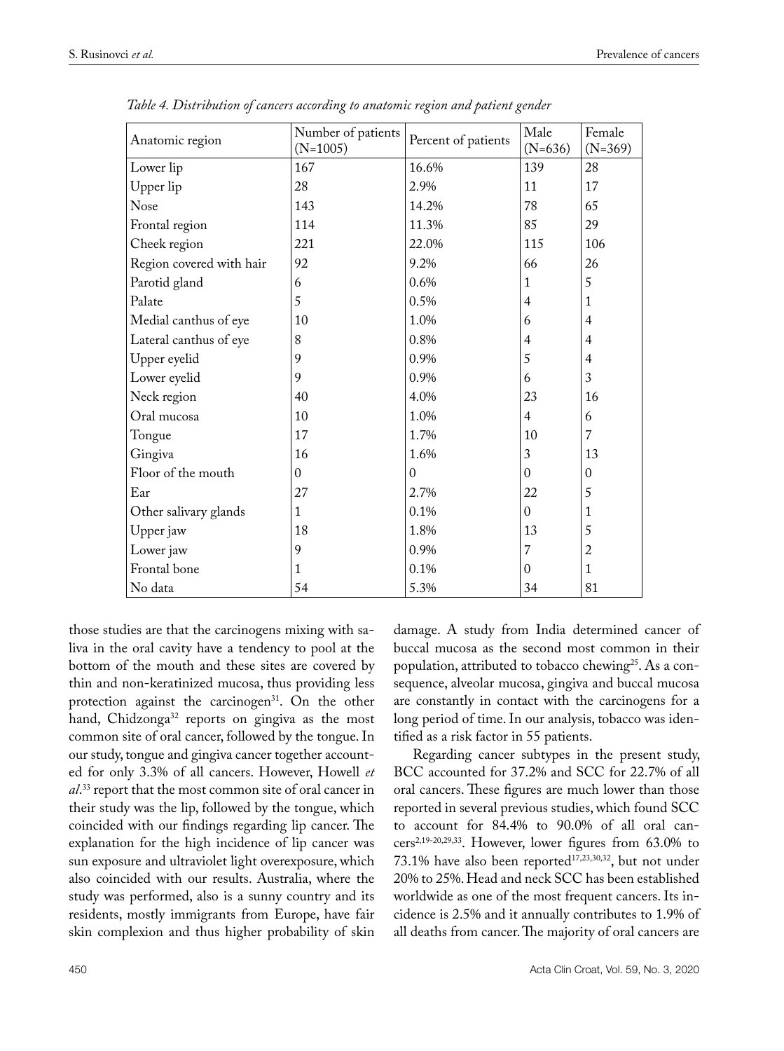*Table 4. Distribution of cancers according to anatomic region and patient gender*

| Anatomic region | Number of patients (N=1005) | Percent of patients | Male (N=636) | Female (N=369) |
|---|---|---|---|---|
| Lower lip | 167 | 16.6% | 139 | 28 |
| Upper lip | 28 | 2.9% | 11 | 17 |
| Nose | 143 | 14.2% | 78 | 65 |
| Frontal region | 114 | 11.3% | 85 | 29 |
| Cheek region | 221 | 22.0% | 115 | 106 |
| Region covered with hair | 92 | 9.2% | 66 | 26 |
| Parotid gland | 6 | 0.6% | 1 | 5 |
| Palate | 5 | 0.5% | 4 | 1 |
| Medial canthus of eye | 10 | 1.0% | 6 | 4 |
| Lateral canthus of eye | 8 | 0.8% | 4 | 4 |
| Upper eyelid | 9 | 0.9% | 5 | 4 |
| Lower eyelid | 9 | 0.9% | 6 | 3 |
| Neck region | 40 | 4.0% | 23 | 16 |
| Oral mucosa | 10 | 1.0% | 4 | 6 |
| Tongue | 17 | 1.7% | 10 | 7 |
| Gingiva | 16 | 1.6% | 3 | 13 |
| Floor of the mouth | 0 | 0 | 0 | 0 |
| Ear | 27 | 2.7% | 22 | 5 |
| Other salivary glands | 1 | 0.1% | 0 | 1 |
| Upper jaw | 18 | 1.8% | 13 | 5 |
| Lower jaw | 9 | 0.9% | 7 | 2 |
| Frontal bone | 1 | 0.1% | 0 | 1 |
| No data | 54 | 5.3% | 34 | 81 |

those studies are that the carcinogens mixing with saliva in the oral cavity have a tendency to pool at the bottom of the mouth and these sites are covered by thin and non-keratinized mucosa, thus providing less protection against the carcinogen[31]. On the other hand, Chidzonga[32] reports on gingiva as the most common site of oral cancer, followed by the tongue. In our study, tongue and gingiva cancer together accounted for only 3.3% of all cancers. However, Howell *et al*.[33] report that the most common site of oral cancer in their study was the lip, followed by the tongue, which coincided with our findings regarding lip cancer. The explanation for the high incidence of lip cancer was sun exposure and ultraviolet light overexposure, which also coincided with our results. Australia, where the study was performed, also is a sunny country and its residents, mostly immigrants from Europe, have fair skin complexion and thus higher probability of skin damage. A study from India determined cancer of buccal mucosa as the second most common in their population, attributed to tobacco chewing[25]. As a consequence, alveolar mucosa, gingiva and buccal mucosa are constantly in contact with the carcinogens for a long period of time. In our analysis, tobacco was identified as a risk factor in 55 patients.

Regarding cancer subtypes in the present study, BCC accounted for 37.2% and SCC for 22.7% of all oral cancers. These figures are much lower than those reported in several previous studies, which found SCC to account for 84.4% to 90.0% of all oral cancers[2,19-20,29,33]. However, lower figures from 63.0% to 73.1% have also been reported[17,23,30,32], but not under 20% to 25%. Head and neck SCC has been established worldwide as one of the most frequent cancers. Its incidence is 2.5% and it annually contributes to 1.9% of all deaths from cancer. The majority of oral cancers are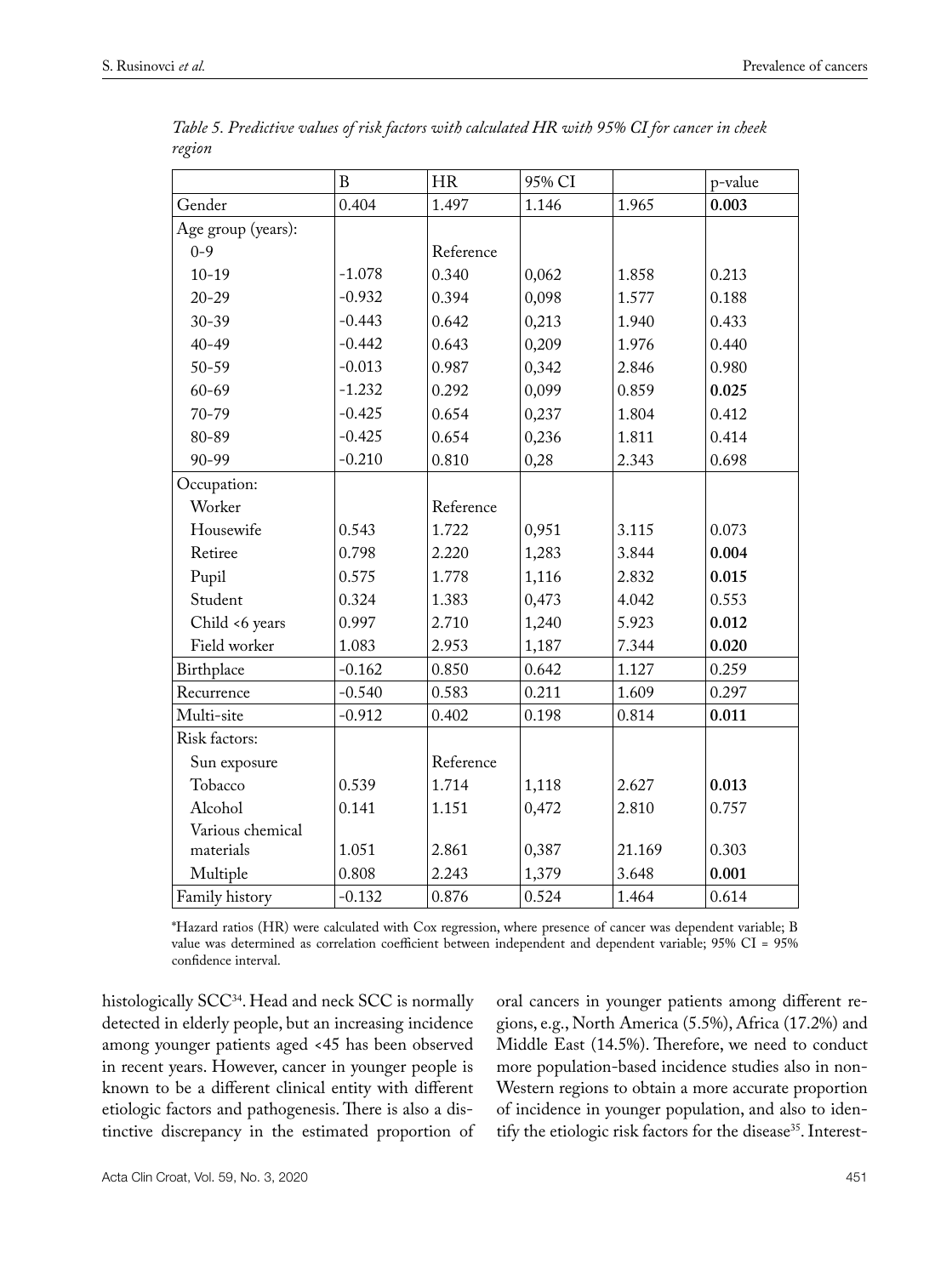*Table 5. Predictive values of risk factors with calculated HR with 95% CI for cancer in cheek region*

| | B | HR | 95% CI | | p-value |
|---|---|---|---|---|---|
| Gender | 0.404 | 1.497 | 1.146 | 1.965 | **0.003** |
| Age group (years): | | | | | |
| 0-9 | | Reference | | | |
| 10-19 | -1.078 | 0.340 | 0,062 | 1.858 | 0.213 |
| 20-29 | -0.932 | 0.394 | 0,098 | 1.577 | 0.188 |
| 30-39 | -0.443 | 0.642 | 0,213 | 1.940 | 0.433 |
| 40-49 | -0.442 | 0.643 | 0,209 | 1.976 | 0.440 |
| 50-59 | -0.013 | 0.987 | 0,342 | 2.846 | 0.980 |
| 60-69 | -1.232 | 0.292 | 0,099 | 0.859 | **0.025** |
| 70-79 | -0.425 | 0.654 | 0,237 | 1.804 | 0.412 |
| 80-89 | -0.425 | 0.654 | 0,236 | 1.811 | 0.414 |
| 90-99 | -0.210 | 0.810 | 0,28 | 2.343 | 0.698 |
| Occupation: | | | | | |
| Worker | | Reference | | | |
| Housewife | 0.543 | 1.722 | 0,951 | 3.115 | 0.073 |
| Retiree | 0.798 | 2.220 | 1,283 | 3.844 | **0.004** |
| Pupil | 0.575 | 1.778 | 1,116 | 2.832 | **0.015** |
| Student | 0.324 | 1.383 | 0,473 | 4.042 | 0.553 |
| Child <6 years | 0.997 | 2.710 | 1,240 | 5.923 | **0.012** |
| Field worker | 1.083 | 2.953 | 1,187 | 7.344 | **0.020** |
| Birthplace | -0.162 | 0.850 | 0.642 | 1.127 | 0.259 |
| Recurrence | -0.540 | 0.583 | 0.211 | 1.609 | 0.297 |
| Multi-site | -0.912 | 0.402 | 0.198 | 0.814 | **0.011** |
| Risk factors: | | | | | |
| Sun exposure | | Reference | | | |
| Tobacco | 0.539 | 1.714 | 1,118 | 2.627 | **0.013** |
| Alcohol | 0.141 | 1.151 | 0,472 | 2.810 | 0.757 |
| Various chemical materials | 1.051 | 2.861 | 0,387 | 21.169 | 0.303 |
| Multiple | 0.808 | 2.243 | 1,379 | 3.648 | **0.001** |
| Family history | -0.132 | 0.876 | 0.524 | 1.464 | 0.614 |

*Hazard ratios (HR) were calculated with Cox regression, where presence of cancer was dependent variable; B value was determined as correlation coefficient between independent and dependent variable; 95% CI = 95% confidence interval.

histologically SCC[34]. Head and neck SCC is normally detected in elderly people, but an increasing incidence among younger patients aged <45 has been observed in recent years. However, cancer in younger people is known to be a different clinical entity with different etiologic factors and pathogenesis. There is also a distinctive discrepancy in the estimated proportion of oral cancers in younger patients among different regions, e.g., North America (5.5%), Africa (17.2%) and Middle East (14.5%). Therefore, we need to conduct more population-based incidence studies also in non-Western regions to obtain a more accurate proportion of incidence in younger population, and also to identify the etiologic risk factors for the disease[35]. Interest-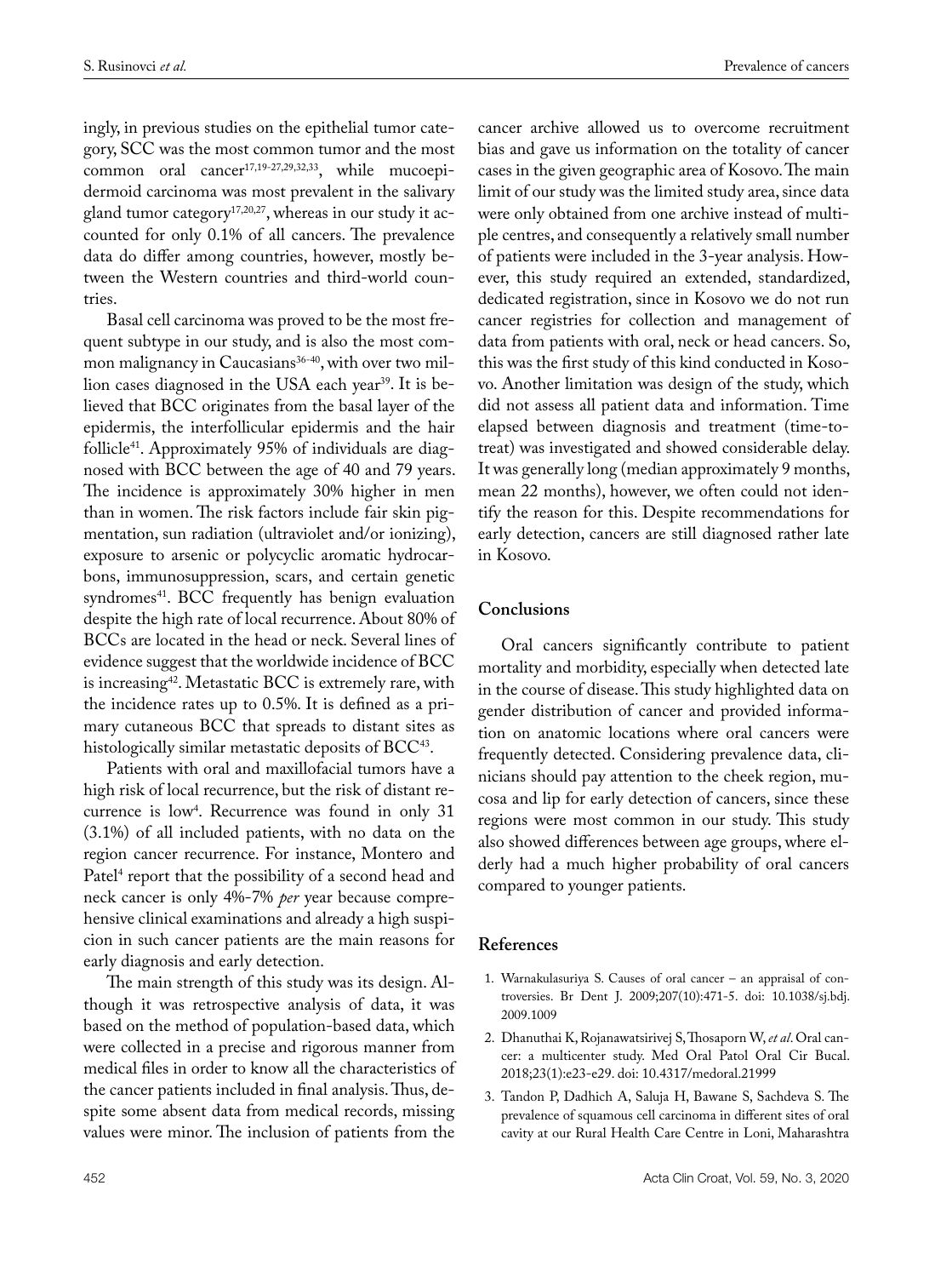ingly, in previous studies on the epithelial tumor category, SCC was the most common tumor and the most common oral cancer[17,19-27,29,32,33], while mucoepidermoid carcinoma was most prevalent in the salivary gland tumor category[17,20,27], whereas in our study it accounted for only 0.1% of all cancers. The prevalence data do differ among countries, however, mostly between the Western countries and third-world countries.

Basal cell carcinoma was proved to be the most frequent subtype in our study, and is also the most common malignancy in Caucasians[36-40], with over two million cases diagnosed in the USA each year[39]. It is believed that BCC originates from the basal layer of the epidermis, the interfollicular epidermis and the hair follicle[41]. Approximately 95% of individuals are diagnosed with BCC between the age of 40 and 79 years. The incidence is approximately 30% higher in men than in women. The risk factors include fair skin pigmentation, sun radiation (ultraviolet and/or ionizing), exposure to arsenic or polycyclic aromatic hydrocarbons, immunosuppression, scars, and certain genetic syndromes[41]. BCC frequently has benign evaluation despite the high rate of local recurrence. About 80% of BCCs are located in the head or neck. Several lines of evidence suggest that the worldwide incidence of BCC is increasing[42]. Metastatic BCC is extremely rare, with the incidence rates up to 0.5%. It is defined as a primary cutaneous BCC that spreads to distant sites as histologically similar metastatic deposits of BCC[43].

Patients with oral and maxillofacial tumors have a high risk of local recurrence, but the risk of distant recurrence is low[4]. Recurrence was found in only 31 (3.1%) of all included patients, with no data on the region cancer recurrence. For instance, Montero and Patel[4] report that the possibility of a second head and neck cancer is only 4%-7% *per* year because comprehensive clinical examinations and already a high suspicion in such cancer patients are the main reasons for early diagnosis and early detection.

The main strength of this study was its design. Although it was retrospective analysis of data, it was based on the method of population-based data, which were collected in a precise and rigorous manner from medical files in order to know all the characteristics of the cancer patients included in final analysis. Thus, despite some absent data from medical records, missing values were minor. The inclusion of patients from the cancer archive allowed us to overcome recruitment bias and gave us information on the totality of cancer cases in the given geographic area of Kosovo. The main limit of our study was the limited study area, since data were only obtained from one archive instead of multiple centres, and consequently a relatively small number of patients were included in the 3-year analysis. However, this study required an extended, standardized, dedicated registration, since in Kosovo we do not run cancer registries for collection and management of data from patients with oral, neck or head cancers. So, this was the first study of this kind conducted in Kosovo. Another limitation was design of the study, which did not assess all patient data and information. Time elapsed between diagnosis and treatment (time-to-treat) was investigated and showed considerable delay. It was generally long (median approximately 9 months, mean 22 months), however, we often could not identify the reason for this. Despite recommendations for early detection, cancers are still diagnosed rather late in Kosovo.

## Conclusions

Oral cancers significantly contribute to patient mortality and morbidity, especially when detected late in the course of disease. This study highlighted data on gender distribution of cancer and provided information on anatomic locations where oral cancers were frequently detected. Considering prevalence data, clinicians should pay attention to the cheek region, mucosa and lip for early detection of cancers, since these regions were most common in our study. This study also showed differences between age groups, where elderly had a much higher probability of oral cancers compared to younger patients.

## References

1. Warnakulasuriya S. Causes of oral cancer – an appraisal of controversies. Br Dent J. 2009;207(10):471-5. doi: 10.1038/sj.bdj.2009.1009
2. Dhanuthai K, Rojanawatsirivej S, Thosaporn W, *et al*. Oral cancer: a multicenter study. Med Oral Patol Oral Cir Bucal. 2018;23(1):e23-e29. doi: 10.4317/medoral.21999
3. Tandon P, Dadhich A, Saluja H, Bawane S, Sachdeva S. The prevalence of squamous cell carcinoma in different sites of oral cavity at our Rural Health Care Centre in Loni, Maharashtra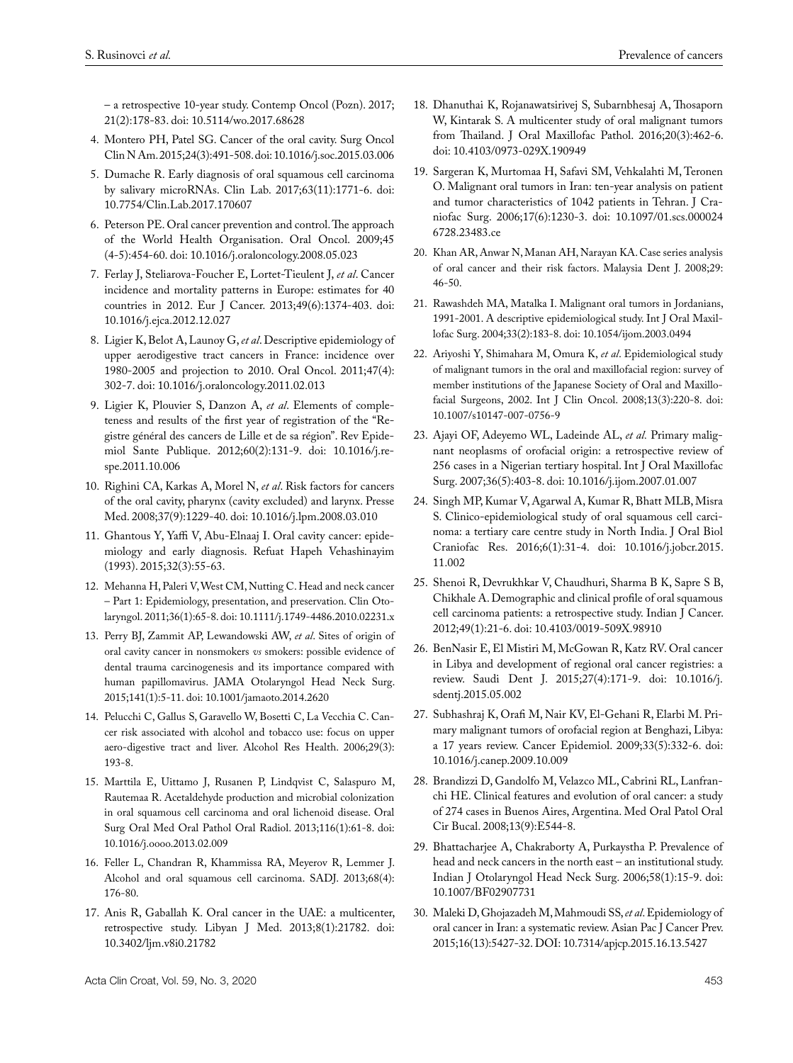– a retrospective 10-year study. Contemp Oncol (Pozn). 2017; 21(2):178-83. doi: 10.5114/wo.2017.68628

4. Montero PH, Patel SG. Cancer of the oral cavity. Surg Oncol Clin N Am. 2015;24(3):491-508. doi: 10.1016/j.soc.2015.03.006
5. Dumache R. Early diagnosis of oral squamous cell carcinoma by salivary microRNAs. Clin Lab. 2017;63(11):1771-6. doi: 10.7754/Clin.Lab.2017.170607
6. Peterson PE. Oral cancer prevention and control. The approach of the World Health Organisation. Oral Oncol. 2009;45 (4-5):454-60. doi: 10.1016/j.oraloncology.2008.05.023
7. Ferlay J, Steliarova-Foucher E, Lortet-Tieulent J, *et al*. Cancer incidence and mortality patterns in Europe: estimates for 40 countries in 2012. Eur J Cancer. 2013;49(6):1374-403. doi: 10.1016/j.ejca.2012.12.027
8. Ligier K, Belot A, Launoy G, *et al*. Descriptive epidemiology of upper aerodigestive tract cancers in France: incidence over 1980-2005 and projection to 2010. Oral Oncol. 2011;47(4): 302-7. doi: 10.1016/j.oraloncology.2011.02.013
9. Ligier K, Plouvier S, Danzon A, *et al*. Elements of completeness and results of the first year of registration of the "Registre général des cancers de Lille et de sa région". Rev Epidemiol Sante Publique. 2012;60(2):131-9. doi: 10.1016/j.respe.2011.10.006
10. Righini CA, Karkas A, Morel N, *et al*. Risk factors for cancers of the oral cavity, pharynx (cavity excluded) and larynx. Presse Med. 2008;37(9):1229-40. doi: 10.1016/j.lpm.2008.03.010
11. Ghantous Y, Yaffi V, Abu-Elnaaj I. Oral cavity cancer: epidemiology and early diagnosis. Refuat Hapeh Vehashinayim (1993). 2015;32(3):55-63.
12. Mehanna H, Paleri V, West CM, Nutting C. Head and neck cancer – Part 1: Epidemiology, presentation, and preservation. Clin Otolaryngol. 2011;36(1):65-8. doi: 10.1111/j.1749-4486.2010.02231.x
13. Perry BJ, Zammit AP, Lewandowski AW, *et al*. Sites of origin of oral cavity cancer in nonsmokers *vs* smokers: possible evidence of dental trauma carcinogenesis and its importance compared with human papillomavirus. JAMA Otolaryngol Head Neck Surg. 2015;141(1):5-11. doi: 10.1001/jamaoto.2014.2620
14. Pelucchi C, Gallus S, Garavello W, Bosetti C, La Vecchia C. Cancer risk associated with alcohol and tobacco use: focus on upper aero-digestive tract and liver. Alcohol Res Health. 2006;29(3): 193-8.
15. Marttila E, Uittamo J, Rusanen P, Lindqvist C, Salaspuro M, Rautemaa R. Acetaldehyde production and microbial colonization in oral squamous cell carcinoma and oral lichenoid disease. Oral Surg Oral Med Oral Pathol Oral Radiol. 2013;116(1):61-8. doi: 10.1016/j.oooo.2013.02.009
16. Feller L, Chandran R, Khammissa RA, Meyerov R, Lemmer J. Alcohol and oral squamous cell carcinoma. SADJ. 2013;68(4): 176-80.
17. Anis R, Gaballah K. Oral cancer in the UAE: a multicenter, retrospective study. Libyan J Med. 2013;8(1):21782. doi: 10.3402/ljm.v8i0.21782
18. Dhanuthai K, Rojanawatsirivej S, Subarnbhesaj A, Thosaporn W, Kintarak S. A multicenter study of oral malignant tumors from Thailand. J Oral Maxillofac Pathol. 2016;20(3):462-6. doi: 10.4103/0973-029X.190949
19. Sargeran K, Murtomaa H, Safavi SM, Vehkalahti M, Teronen O. Malignant oral tumors in Iran: ten-year analysis on patient and tumor characteristics of 1042 patients in Tehran. J Craniofac Surg. 2006;17(6):1230-3. doi: 10.1097/01.scs.0000246728.23483.ce
20. Khan AR, Anwar N, Manan AH, Narayan KA. Case series analysis of oral cancer and their risk factors. Malaysia Dent J. 2008;29: 46-50.
21. Rawashdeh MA, Matalka I. Malignant oral tumors in Jordanians, 1991-2001. A descriptive epidemiological study. Int J Oral Maxillofac Surg. 2004;33(2):183-8. doi: 10.1054/ijom.2003.0494
22. Ariyoshi Y, Shimahara M, Omura K, *et al*. Epidemiological study of malignant tumors in the oral and maxillofacial region: survey of member institutions of the Japanese Society of Oral and Maxillofacial Surgeons, 2002. Int J Clin Oncol. 2008;13(3):220-8. doi: 10.1007/s10147-007-0756-9
23. Ajayi OF, Adeyemo WL, Ladeinde AL, *et al.* Primary malignant neoplasms of orofacial origin: a retrospective review of 256 cases in a Nigerian tertiary hospital. Int J Oral Maxillofac Surg. 2007;36(5):403-8. doi: 10.1016/j.ijom.2007.01.007
24. Singh MP, Kumar V, Agarwal A, Kumar R, Bhatt MLB, Misra S. Clinico-epidemiological study of oral squamous cell carcinoma: a tertiary care centre study in North India. J Oral Biol Craniofac Res. 2016;6(1):31-4. doi: 10.1016/j.jobcr.2015.11.002
25. Shenoi R, Devrukhkar V, Chaudhuri, Sharma B K, Sapre S B, Chikhale A. Demographic and clinical profile of oral squamous cell carcinoma patients: a retrospective study. Indian J Cancer. 2012;49(1):21-6. doi: 10.4103/0019-509X.98910
26. BenNasir E, El Mistiri M, McGowan R, Katz RV. Oral cancer in Libya and development of regional oral cancer registries: a review. Saudi Dent J. 2015;27(4):171-9. doi: 10.1016/j.sdentj.2015.05.002
27. Subhashraj K, Orafi M, Nair KV, El-Gehani R, Elarbi M. Primary malignant tumors of orofacial region at Benghazi, Libya: a 17 years review. Cancer Epidemiol. 2009;33(5):332-6. doi: 10.1016/j.canep.2009.10.009
28. Brandizzi D, Gandolfo M, Velazco ML, Cabrini RL, Lanfranchi HE. Clinical features and evolution of oral cancer: a study of 274 cases in Buenos Aires, Argentina. Med Oral Patol Oral Cir Bucal. 2008;13(9):E544-8.
29. Bhattacharjee A, Chakraborty A, Purkaystha P. Prevalence of head and neck cancers in the north east – an institutional study. Indian J Otolaryngol Head Neck Surg. 2006;58(1):15-9. doi: 10.1007/BF02907731
30. Maleki D, Ghojazadeh M, Mahmoudi SS, *et al*. Epidemiology of oral cancer in Iran: a systematic review. Asian Pac J Cancer Prev. 2015;16(13):5427-32. DOI: 10.7314/apjcp.2015.16.13.5427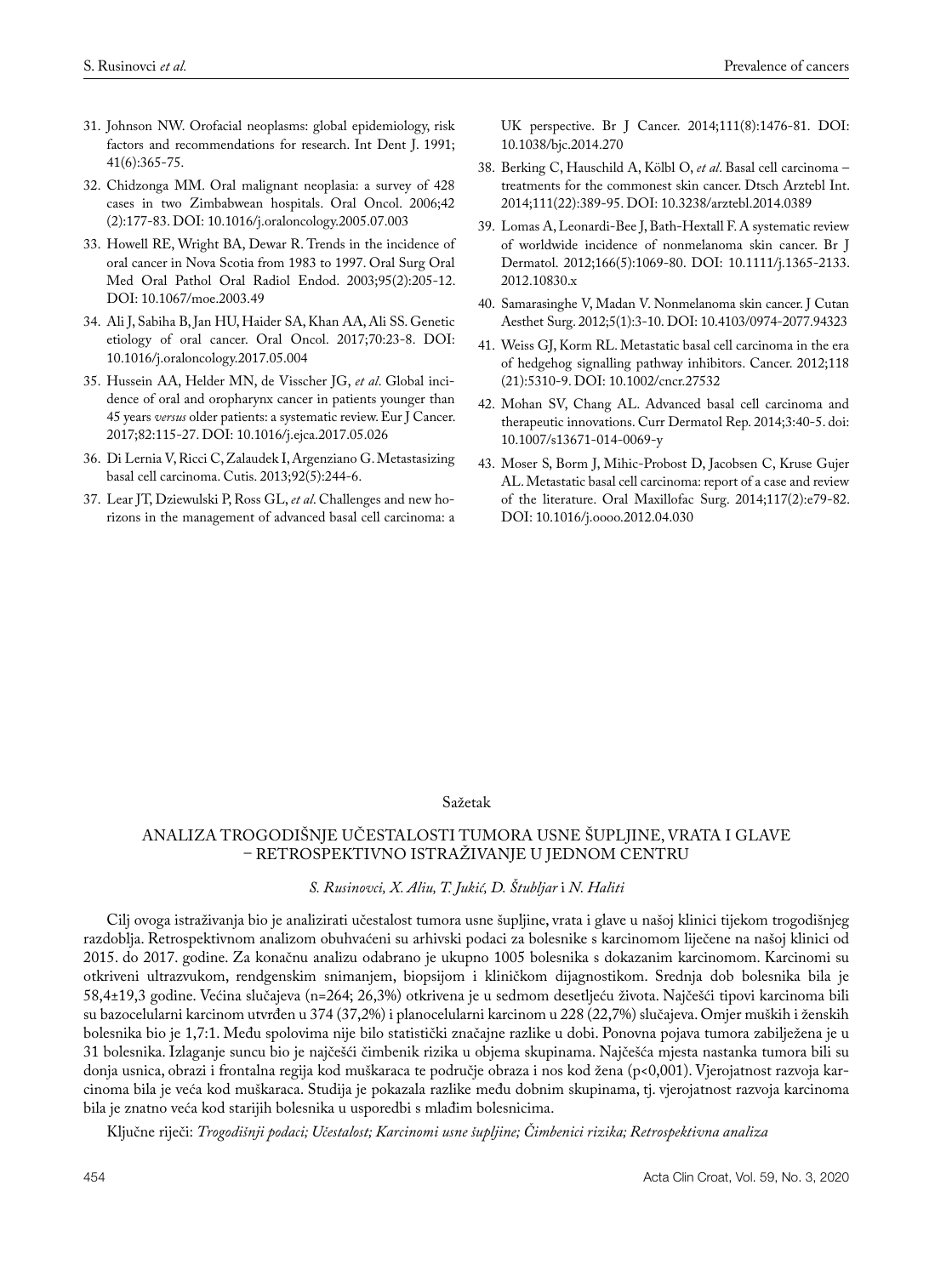31. Johnson NW. Orofacial neoplasms: global epidemiology, risk factors and recommendations for research. Int Dent J. 1991; 41(6):365-75.
32. Chidzonga MM. Oral malignant neoplasia: a survey of 428 cases in two Zimbabwean hospitals. Oral Oncol. 2006;42 (2):177-83. DOI: 10.1016/j.oraloncology.2005.07.003
33. Howell RE, Wright BA, Dewar R. Trends in the incidence of oral cancer in Nova Scotia from 1983 to 1997. Oral Surg Oral Med Oral Pathol Oral Radiol Endod. 2003;95(2):205-12. DOI: 10.1067/moe.2003.49
34. Ali J, Sabiha B, Jan HU, Haider SA, Khan AA, Ali SS. Genetic etiology of oral cancer. Oral Oncol. 2017;70:23-8. DOI: 10.1016/j.oraloncology.2017.05.004
35. Hussein AA, Helder MN, de Visscher JG, *et al*. Global incidence of oral and oropharynx cancer in patients younger than 45 years *versus* older patients: a systematic review. Eur J Cancer. 2017;82:115-27. DOI: 10.1016/j.ejca.2017.05.026
36. Di Lernia V, Ricci C, Zalaudek I, Argenziano G. Metastasizing basal cell carcinoma. Cutis. 2013;92(5):244-6.
37. Lear JT, Dziewulski P, Ross GL, *et al*. Challenges and new horizons in the management of advanced basal cell carcinoma: a UK perspective. Br J Cancer. 2014;111(8):1476-81. DOI: 10.1038/bjc.2014.270
38. Berking C, Hauschild A, Kölbl O, *et al*. Basal cell carcinoma – treatments for the commonest skin cancer. Dtsch Arztebl Int. 2014;111(22):389-95. DOI: 10.3238/arztebl.2014.0389
39. Lomas A, Leonardi-Bee J, Bath-Hextall F. A systematic review of worldwide incidence of nonmelanoma skin cancer. Br J Dermatol. 2012;166(5):1069-80. DOI: 10.1111/j.1365-2133. 2012.10830.x
40. Samarasinghe V, Madan V. Nonmelanoma skin cancer. J Cutan Aesthet Surg. 2012;5(1):3-10. DOI: 10.4103/0974-2077.94323
41. Weiss GJ, Korm RL. Metastatic basal cell carcinoma in the era of hedgehog signalling pathway inhibitors. Cancer. 2012;118 (21):5310-9. DOI: 10.1002/cncr.27532
42. Mohan SV, Chang AL. Advanced basal cell carcinoma and therapeutic innovations. Curr Dermatol Rep. 2014;3:40-5. doi: 10.1007/s13671-014-0069-y
43. Moser S, Borm J, Mihic-Probost D, Jacobsen C, Kruse Gujer AL. Metastatic basal cell carcinoma: report of a case and review of the literature. Oral Maxillofac Surg. 2014;117(2):e79-82. DOI: 10.1016/j.oooo.2012.04.030

Sažetak

## ANALIZA TROGODIŠNJE UČESTALOSTI TUMORA USNE ŠUPLJINE, VRATA I GLAVE – RETROSPEKTIVNO ISTRAŽIVANJE U JEDNOM CENTRU

*S. Rusinovci, X. Aliu, T. Jukić, D. Štubljar* i *N. Haliti*

Cilj ovoga istraživanja bio je analizirati učestalost tumora usne šupljine, vrata i glave u našoj klinici tijekom trogodišnjeg razdoblja. Retrospektivnom analizom obuhvaćeni su arhivski podaci za bolesnike s karcinomom liječene na našoj klinici od 2015. do 2017. godine. Za konačnu analizu odabrano je ukupno 1005 bolesnika s dokazanim karcinomom. Karcinomi su otkriveni ultrazvukom, rendgenskim snimanjem, biopsijom i kliničkom dijagnostikom. Srednja dob bolesnika bila je 58,4±19,3 godine. Većina slučajeva (n=264; 26,3%) otkrivena je u sedmom desetljeću života. Najčešći tipovi karcinoma bili su bazocelularni karcinom utvrđen u 374 (37,2%) i planocelularni karcinom u 228 (22,7%) slučajeva. Omjer muških i ženskih bolesnika bio je 1,7:1. Među spolovima nije bilo statistički značajne razlike u dobi. Ponovna pojava tumora zabilježena je u 31 bolesnika. Izlaganje suncu bio je najčešći čimbenik rizika u objema skupinama. Najčešća mjesta nastanka tumora bili su donja usnica, obrazi i frontalna regija kod muškaraca te područje obraza i nos kod žena ($p<0{,}001$). Vjerojatnost razvoja karcinoma bila je veća kod muškaraca. Studija je pokazala razlike među dobnim skupinama, tj. vjerojatnost razvoja karcinoma bila je znatno veća kod starijih bolesnika u usporedbi s mlađim bolesnicima.

Ključne riječi: *Trogodišnji podaci; Učestalost; Karcinomi usne šupljine; Čimbenici rizika; Retrospektivna analiza*